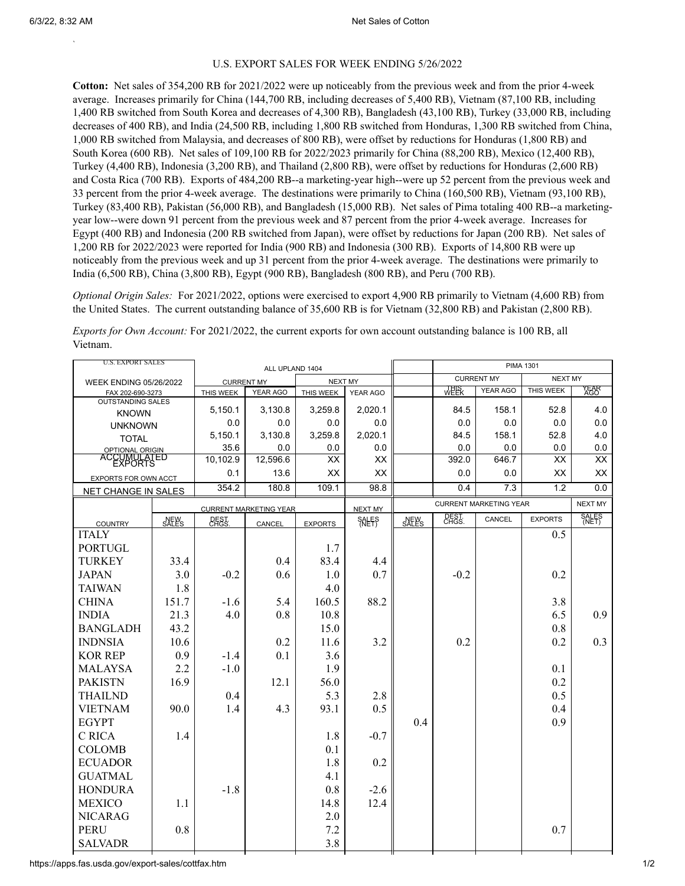U.S. EXPORT SALES FOR WEEK ENDING 5/26/2022

**Cotton:** Net sales of 354,200 RB for 2021/2022 were up noticeably from the previous week and from the prior 4-week average. Increases primarily for China (144,700 RB, including decreases of 5,400 RB), Vietnam (87,100 RB, including 1,400 RB switched from South Korea and decreases of 4,300 RB), Bangladesh (43,100 RB), Turkey (33,000 RB, including decreases of 400 RB), and India (24,500 RB, including 1,800 RB switched from Honduras, 1,300 RB switched from China, 1,000 RB switched from Malaysia, and decreases of 800 RB), were offset by reductions for Honduras (1,800 RB) and South Korea (600 RB). Net sales of 109,100 RB for 2022/2023 primarily for China (88,200 RB), Mexico (12,400 RB), Turkey (4,400 RB), Indonesia (3,200 RB), and Thailand (2,800 RB), were offset by reductions for Honduras (2,600 RB) and Costa Rica (700 RB). Exports of 484,200 RB--a marketing-year high--were up 52 percent from the previous week and 33 percent from the prior 4-week average. The destinations were primarily to China (160,500 RB), Vietnam (93,100 RB), Turkey (83,400 RB), Pakistan (56,000 RB), and Bangladesh (15,000 RB). Net sales of Pima totaling 400 RB--a marketing-year low--were down 91 percent from the previous week and 87 percent from the prior 4-week average. Increases for Egypt (400 RB) and Indonesia (200 RB switched from Japan), were offset by reductions for Japan (200 RB). Net sales of 1,200 RB for 2022/2023 were reported for India (900 RB) and Indonesia (300 RB). Exports of 14,800 RB were up noticeably from the previous week and up 31 percent from the prior 4-week average. The destinations were primarily to India (6,500 RB), China (3,800 RB), Egypt (900 RB), Bangladesh (800 RB), and Peru (700 RB).

*Optional Origin Sales:* For 2021/2022, options were exercised to export 4,900 RB primarily to Vietnam (4,600 RB) from the United States. The current outstanding balance of 35,600 RB is for Vietnam (32,800 RB) and Pakistan (2,800 RB).

*Exports for Own Account:* For 2021/2022, the current exports for own account outstanding balance is 100 RB, all Vietnam.

| U.S. EXPORT SALES | ALL UPLAND 1404 | | | | | PIMA 1301 | | | |
|---|---|---|---|---|---|---|---|---|---|
| WEEK ENDING 05/26/2022 | CURRENT MY | | NEXT MY | | | CURRENT MY | | NEXT MY | |
| FAX 202-690-3273 | THIS WEEK | YEAR AGO | THIS WEEK | YEAR AGO | | THIS WEEK | YEAR AGO | THIS WEEK | YEAR AGO |
| OUTSTANDING SALES KNOWN | 5,150.1 | 3,130.8 | 3,259.8 | 2,020.1 | | 84.5 | 158.1 | 52.8 | 4.0 |
| UNKNOWN | 0.0 | 0.0 | 0.0 | 0.0 | | 0.0 | 0.0 | 0.0 | 0.0 |
| TOTAL | 5,150.1 | 3,130.8 | 3,259.8 | 2,020.1 | | 84.5 | 158.1 | 52.8 | 4.0 |
| OPTIONAL ORIGIN | 35.6 | 0.0 | 0.0 | 0.0 | | 0.0 | 0.0 | 0.0 | 0.0 |
| ACCUMULATED EXPORTS | 10,102.9 | 12,596.6 | XX | XX | | 392.0 | 646.7 | XX | XX |
| EXPORTS FOR OWN ACCT | 0.1 | 13.6 | XX | XX | | 0.0 | 0.0 | XX | XX |
| NET CHANGE IN SALES | 354.2 | 180.8 | 109.1 | 98.8 | | 0.4 | 7.3 | 1.2 | 0.0 |

| | CURRENT MARKETING YEAR | | | | NEXT MY | CURRENT MARKETING YEAR | | | | NEXT MY |
|---|---|---|---|---|---|---|---|---|---|---|
| COUNTRY | NEW SALES | DEST. CHGS. | CANCEL | EXPORTS | SALES (NET) | NEW SALES | DEST. CHGS. | CANCEL | EXPORTS | SALES (NET) |
| ITALY | | | | | | | | | 0.5 | |
| PORTUGL | | | | 1.7 | | | | | | |
| TURKEY | 33.4 | | 0.4 | 83.4 | 4.4 | | | | | |
| JAPAN | 3.0 | -0.2 | 0.6 | 1.0 | 0.7 | | -0.2 | | 0.2 | |
| TAIWAN | 1.8 | | | 4.0 | | | | | | |
| CHINA | 151.7 | -1.6 | 5.4 | 160.5 | 88.2 | | | | 3.8 | |
| INDIA | 21.3 | 4.0 | 0.8 | 10.8 | | | | | 6.5 | 0.9 |
| BANGLADH | 43.2 | | | 15.0 | | | | | 0.8 | |
| INDNSIA | 10.6 | | 0.2 | 11.6 | 3.2 | | 0.2 | | 0.2 | 0.3 |
| KOR REP | 0.9 | -1.4 | 0.1 | 3.6 | | | | | | |
| MALAYSA | 2.2 | -1.0 | | 1.9 | | | | | 0.1 | |
| PAKISTN | 16.9 | | 12.1 | 56.0 | | | | | 0.2 | |
| THAILND | | | 0.4 | 5.3 | 2.8 | | | | 0.5 | |
| VIETNAM | 90.0 | 1.4 | 4.3 | 93.1 | 0.5 | | | | 0.4 | |
| EGYPT | | | | | | 0.4 | | | 0.9 | |
| C RICA | 1.4 | | | 1.8 | -0.7 | | | | | |
| COLOMB | | | | 0.1 | | | | | | |
| ECUADOR | | | | 1.8 | 0.2 | | | | | |
| GUATMAL | | | | 4.1 | | | | | | |
| HONDURA | | -1.8 | | 0.8 | -2.6 | | | | | |
| MEXICO | 1.1 | | | 14.8 | 12.4 | | | | | |
| NICARAG | | | | 2.0 | | | | | | |
| PERU | 0.8 | | | 7.2 | | | | | 0.7 | |
| SALVADR | | | | 3.8 | | | | | | |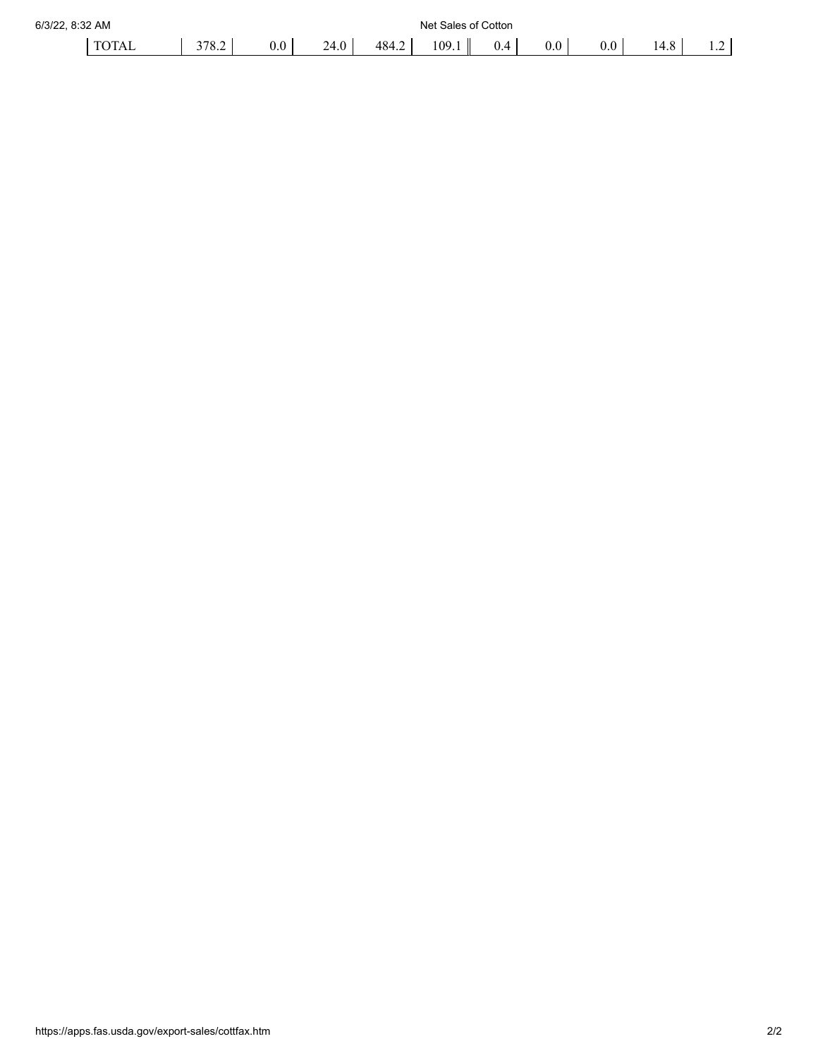| | | | | | | | | | | |
|---|---|---|---|---|---|---|---|---|---|---|
| TOTAL | 378.2 | 0.0 | 24.0 | 484.2 | 109.1 | 0.4 | 0.0 | 0.0 | 14.8 | 1.2 |